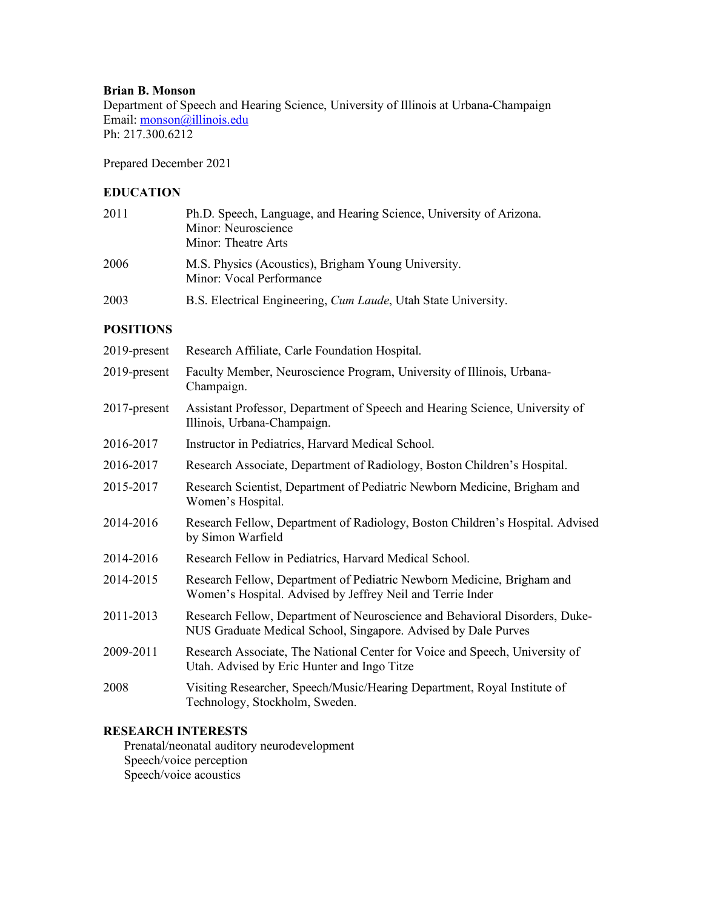**Brian B. Monson**
Department of Speech and Hearing Science, University of Illinois at Urbana-Champaign
Email: [monson@illinois.edu](mailto:monson@illinois.edu)
Ph: 217.300.6212

Prepared December 2021

## EDUCATION

| | |
|---|---|
| 2011 | Ph.D. Speech, Language, and Hearing Science, University of Arizona.<br>Minor: Neuroscience<br>Minor: Theatre Arts |
| 2006 | M.S. Physics (Acoustics), Brigham Young University.<br>Minor: Vocal Performance |
| 2003 | B.S. Electrical Engineering, *Cum Laude*, Utah State University. |

## POSITIONS

| | |
|---|---|
| 2019-present | Research Affiliate, Carle Foundation Hospital. |
| 2019-present | Faculty Member, Neuroscience Program, University of Illinois, Urbana-Champaign. |
| 2017-present | Assistant Professor, Department of Speech and Hearing Science, University of Illinois, Urbana-Champaign. |
| 2016-2017 | Instructor in Pediatrics, Harvard Medical School. |
| 2016-2017 | Research Associate, Department of Radiology, Boston Children's Hospital. |
| 2015-2017 | Research Scientist, Department of Pediatric Newborn Medicine, Brigham and Women's Hospital. |
| 2014-2016 | Research Fellow, Department of Radiology, Boston Children's Hospital. Advised by Simon Warfield |
| 2014-2016 | Research Fellow in Pediatrics, Harvard Medical School. |
| 2014-2015 | Research Fellow, Department of Pediatric Newborn Medicine, Brigham and Women's Hospital. Advised by Jeffrey Neil and Terrie Inder |
| 2011-2013 | Research Fellow, Department of Neuroscience and Behavioral Disorders, Duke-NUS Graduate Medical School, Singapore. Advised by Dale Purves |
| 2009-2011 | Research Associate, The National Center for Voice and Speech, University of Utah. Advised by Eric Hunter and Ingo Titze |
| 2008 | Visiting Researcher, Speech/Music/Hearing Department, Royal Institute of Technology, Stockholm, Sweden. |

## RESEARCH INTERESTS

Prenatal/neonatal auditory neurodevelopment
Speech/voice perception
Speech/voice acoustics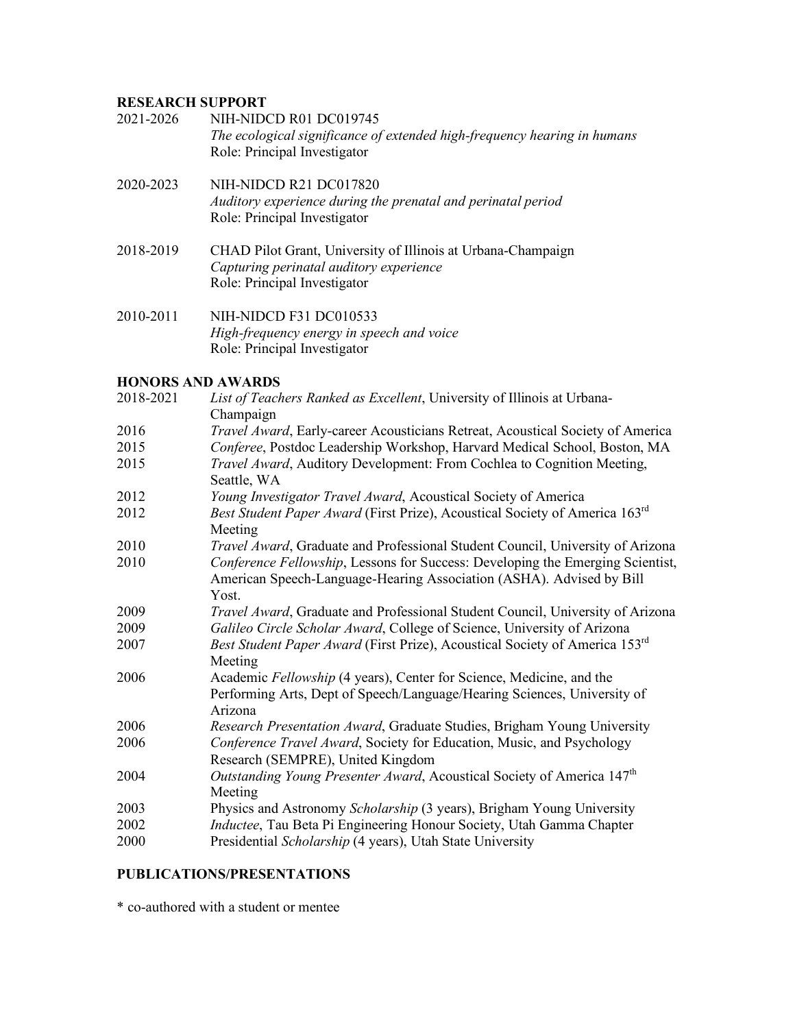## RESEARCH SUPPORT

2021-2026 NIH-NIDCD R01 DC019745
*The ecological significance of extended high-frequency hearing in humans*
Role: Principal Investigator

2020-2023 NIH-NIDCD R21 DC017820
*Auditory experience during the prenatal and perinatal period*
Role: Principal Investigator

2018-2019 CHAD Pilot Grant, University of Illinois at Urbana-Champaign
*Capturing perinatal auditory experience*
Role: Principal Investigator

2010-2011 NIH-NIDCD F31 DC010533
*High-frequency energy in speech and voice*
Role: Principal Investigator

## HONORS AND AWARDS

2018-2021 *List of Teachers Ranked as Excellent*, University of Illinois at Urbana-Champaign

2016 *Travel Award*, Early-career Acousticians Retreat, Acoustical Society of America

2015 *Conferee*, Postdoc Leadership Workshop, Harvard Medical School, Boston, MA

2015 *Travel Award*, Auditory Development: From Cochlea to Cognition Meeting, Seattle, WA

2012 *Young Investigator Travel Award*, Acoustical Society of America

2012 *Best Student Paper Award* (First Prize), Acoustical Society of America 163rd Meeting

2010 *Travel Award*, Graduate and Professional Student Council, University of Arizona

2010 *Conference Fellowship*, Lessons for Success: Developing the Emerging Scientist, American Speech-Language-Hearing Association (ASHA). Advised by Bill Yost.

2009 *Travel Award*, Graduate and Professional Student Council, University of Arizona

2009 *Galileo Circle Scholar Award*, College of Science, University of Arizona

2007 *Best Student Paper Award* (First Prize), Acoustical Society of America 153rd Meeting

2006 Academic *Fellowship* (4 years), Center for Science, Medicine, and the Performing Arts, Dept of Speech/Language/Hearing Sciences, University of Arizona

2006 *Research Presentation Award*, Graduate Studies, Brigham Young University

2006 *Conference Travel Award*, Society for Education, Music, and Psychology Research (SEMPRE), United Kingdom

2004 *Outstanding Young Presenter Award*, Acoustical Society of America 147th Meeting

2003 Physics and Astronomy *Scholarship* (3 years), Brigham Young University

2002 *Inductee*, Tau Beta Pi Engineering Honour Society, Utah Gamma Chapter

2000 Presidential *Scholarship* (4 years), Utah State University

## PUBLICATIONS/PRESENTATIONS

* co-authored with a student or mentee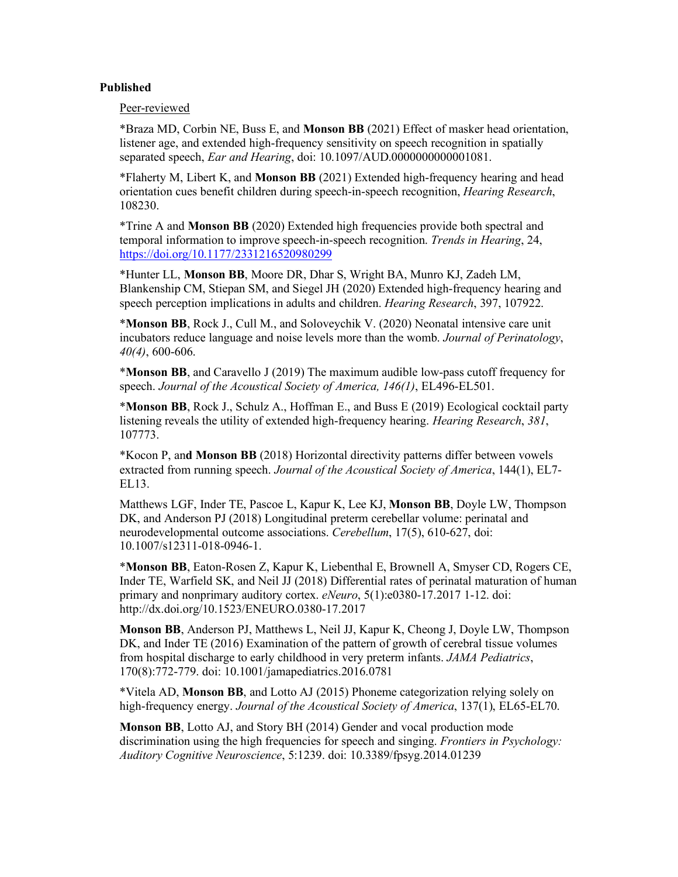**Published**

Peer-reviewed

*Braza MD, Corbin NE, Buss E, and **Monson BB** (2021) Effect of masker head orientation, listener age, and extended high-frequency sensitivity on speech recognition in spatially separated speech, *Ear and Hearing*, doi: 10.1097/AUD.0000000000001081.

*Flaherty M, Libert K, and **Monson BB** (2021) Extended high-frequency hearing and head orientation cues benefit children during speech-in-speech recognition, *Hearing Research*, 108230.

*Trine A and **Monson BB** (2020) Extended high frequencies provide both spectral and temporal information to improve speech-in-speech recognition. *Trends in Hearing*, 24, https://doi.org/10.1177/2331216520980299

*Hunter LL, **Monson BB**, Moore DR, Dhar S, Wright BA, Munro KJ, Zadeh LM, Blankenship CM, Stiepan SM, and Siegel JH (2020) Extended high-frequency hearing and speech perception implications in adults and children. *Hearing Research*, 397, 107922.

***Monson BB**, Rock J., Cull M., and Soloveychik V. (2020) Neonatal intensive care unit incubators reduce language and noise levels more than the womb. *Journal of Perinatology*, *40(4)*, 600-606.

***Monson BB**, and Caravello J (2019) The maximum audible low-pass cutoff frequency for speech. *Journal of the Acoustical Society of America, 146(1)*, EL496-EL501.

***Monson BB**, Rock J., Schulz A., Hoffman E., and Buss E (2019) Ecological cocktail party listening reveals the utility of extended high-frequency hearing. *Hearing Research*, *381*, 107773.

*Kocon P, an**d Monson BB** (2018) Horizontal directivity patterns differ between vowels extracted from running speech. *Journal of the Acoustical Society of America*, 144(1), EL7-EL13.

Matthews LGF, Inder TE, Pascoe L, Kapur K, Lee KJ, **Monson BB**, Doyle LW, Thompson DK, and Anderson PJ (2018) Longitudinal preterm cerebellar volume: perinatal and neurodevelopmental outcome associations. *Cerebellum*, 17(5), 610-627, doi: 10.1007/s12311-018-0946-1.

***Monson BB**, Eaton-Rosen Z, Kapur K, Liebenthal E, Brownell A, Smyser CD, Rogers CE, Inder TE, Warfield SK, and Neil JJ (2018) Differential rates of perinatal maturation of human primary and nonprimary auditory cortex. *eNeuro*, 5(1):e0380-17.2017 1-12. doi: http://dx.doi.org/10.1523/ENEURO.0380-17.2017

**Monson BB**, Anderson PJ, Matthews L, Neil JJ, Kapur K, Cheong J, Doyle LW, Thompson DK, and Inder TE (2016) Examination of the pattern of growth of cerebral tissue volumes from hospital discharge to early childhood in very preterm infants. *JAMA Pediatrics*, 170(8):772-779. doi: 10.1001/jamapediatrics.2016.0781

*Vitela AD, **Monson BB**, and Lotto AJ (2015) Phoneme categorization relying solely on high-frequency energy. *Journal of the Acoustical Society of America*, 137(1), EL65-EL70.

**Monson BB**, Lotto AJ, and Story BH (2014) Gender and vocal production mode discrimination using the high frequencies for speech and singing. *Frontiers in Psychology: Auditory Cognitive Neuroscience*, 5:1239. doi: 10.3389/fpsyg.2014.01239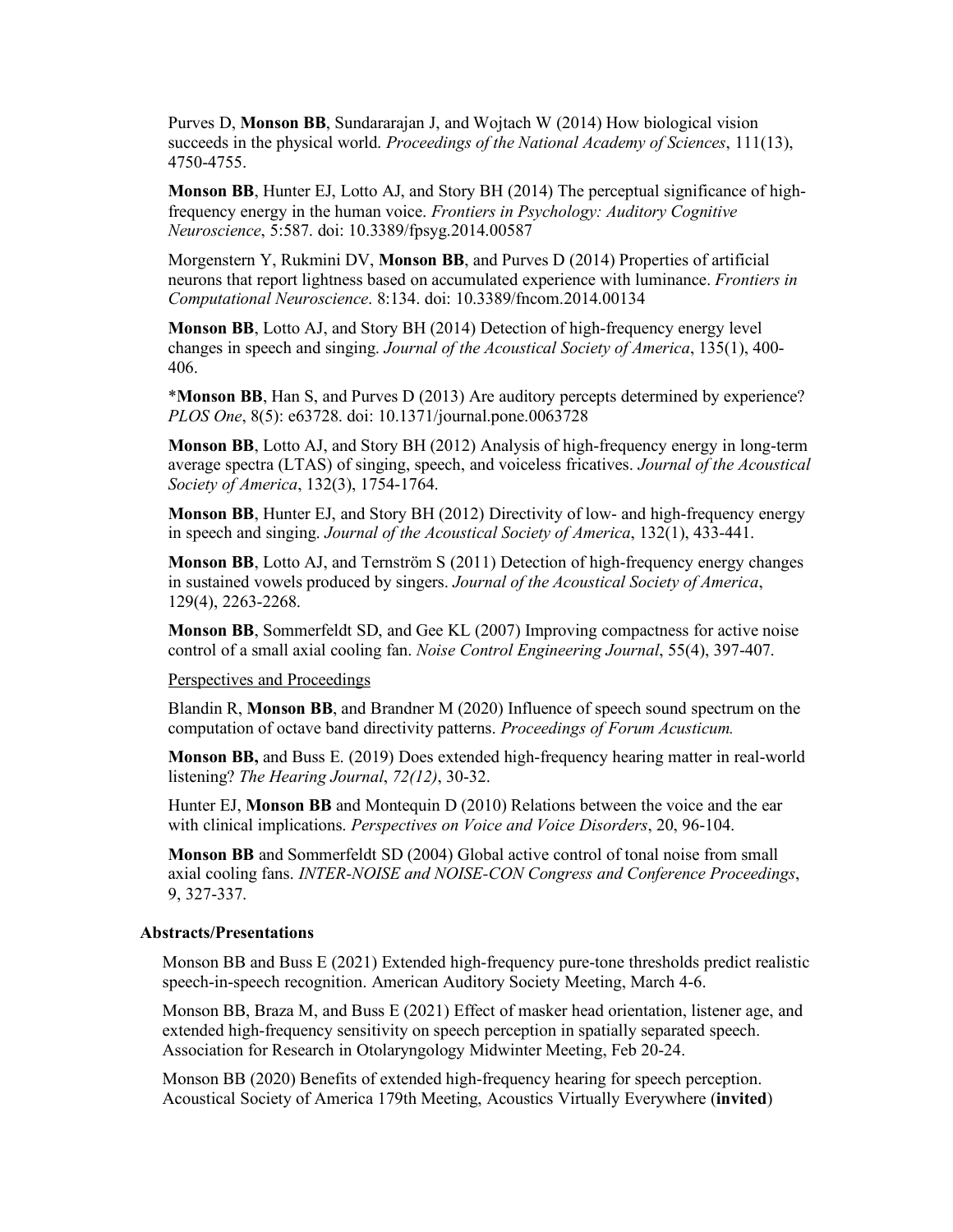Purves D, **Monson BB**, Sundararajan J, and Wojtach W (2014) How biological vision succeeds in the physical world. *Proceedings of the National Academy of Sciences*, 111(13), 4750-4755.

**Monson BB**, Hunter EJ, Lotto AJ, and Story BH (2014) The perceptual significance of high-frequency energy in the human voice. *Frontiers in Psychology: Auditory Cognitive Neuroscience*, 5:587. doi: 10.3389/fpsyg.2014.00587

Morgenstern Y, Rukmini DV, **Monson BB**, and Purves D (2014) Properties of artificial neurons that report lightness based on accumulated experience with luminance. *Frontiers in Computational Neuroscience*. 8:134. doi: 10.3389/fncom.2014.00134

**Monson BB**, Lotto AJ, and Story BH (2014) Detection of high-frequency energy level changes in speech and singing. *Journal of the Acoustical Society of America*, 135(1), 400-406.

\***Monson BB**, Han S, and Purves D (2013) Are auditory percepts determined by experience? *PLOS One*, 8(5): e63728. doi: 10.1371/journal.pone.0063728

**Monson BB**, Lotto AJ, and Story BH (2012) Analysis of high-frequency energy in long-term average spectra (LTAS) of singing, speech, and voiceless fricatives. *Journal of the Acoustical Society of America*, 132(3), 1754-1764.

**Monson BB**, Hunter EJ, and Story BH (2012) Directivity of low- and high-frequency energy in speech and singing. *Journal of the Acoustical Society of America*, 132(1), 433-441.

**Monson BB**, Lotto AJ, and Ternström S (2011) Detection of high-frequency energy changes in sustained vowels produced by singers. *Journal of the Acoustical Society of America*, 129(4), 2263-2268.

**Monson BB**, Sommerfeldt SD, and Gee KL (2007) Improving compactness for active noise control of a small axial cooling fan. *Noise Control Engineering Journal*, 55(4), 397-407.

<u>Perspectives and Proceedings</u>

Blandin R, **Monson BB**, and Brandner M (2020) Influence of speech sound spectrum on the computation of octave band directivity patterns. *Proceedings of Forum Acusticum.*

**Monson BB,** and Buss E. (2019) Does extended high-frequency hearing matter in real-world listening? *The Hearing Journal*, *72(12)*, 30-32.

Hunter EJ, **Monson BB** and Montequin D (2010) Relations between the voice and the ear with clinical implications. *Perspectives on Voice and Voice Disorders*, 20, 96-104.

**Monson BB** and Sommerfeldt SD (2004) Global active control of tonal noise from small axial cooling fans. *INTER-NOISE and NOISE-CON Congress and Conference Proceedings*, 9, 327-337.

### Abstracts/Presentations

Monson BB and Buss E (2021) Extended high-frequency pure-tone thresholds predict realistic speech-in-speech recognition. American Auditory Society Meeting, March 4-6.

Monson BB, Braza M, and Buss E (2021) Effect of masker head orientation, listener age, and extended high-frequency sensitivity on speech perception in spatially separated speech. Association for Research in Otolaryngology Midwinter Meeting, Feb 20-24.

Monson BB (2020) Benefits of extended high-frequency hearing for speech perception. Acoustical Society of America 179th Meeting, Acoustics Virtually Everywhere (**invited**)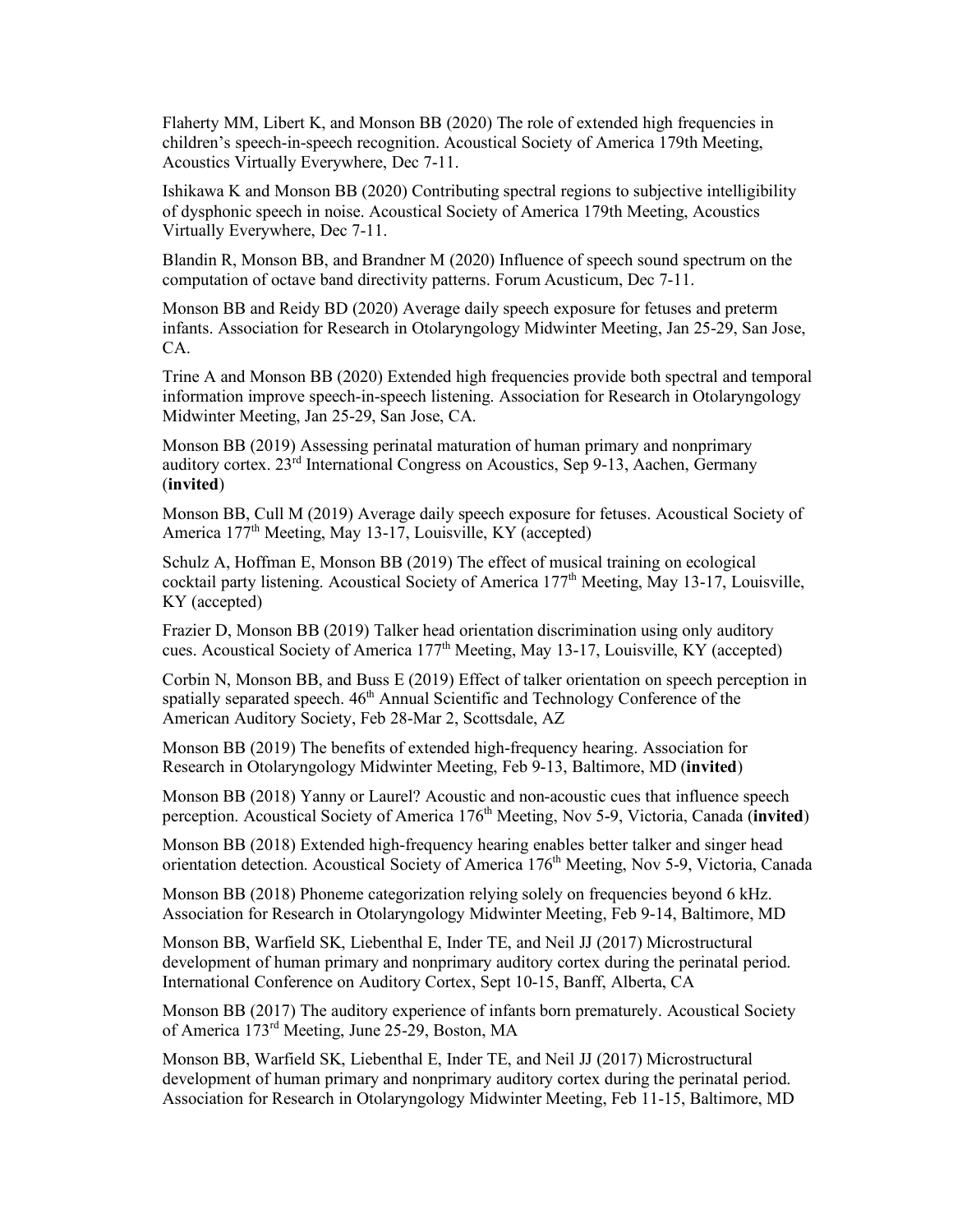Flaherty MM, Libert K, and Monson BB (2020) The role of extended high frequencies in children's speech-in-speech recognition. Acoustical Society of America 179th Meeting, Acoustics Virtually Everywhere, Dec 7-11.

Ishikawa K and Monson BB (2020) Contributing spectral regions to subjective intelligibility of dysphonic speech in noise. Acoustical Society of America 179th Meeting, Acoustics Virtually Everywhere, Dec 7-11.

Blandin R, Monson BB, and Brandner M (2020) Influence of speech sound spectrum on the computation of octave band directivity patterns. Forum Acusticum, Dec 7-11.

Monson BB and Reidy BD (2020) Average daily speech exposure for fetuses and preterm infants. Association for Research in Otolaryngology Midwinter Meeting, Jan 25-29, San Jose, CA.

Trine A and Monson BB (2020) Extended high frequencies provide both spectral and temporal information improve speech-in-speech listening. Association for Research in Otolaryngology Midwinter Meeting, Jan 25-29, San Jose, CA.

Monson BB (2019) Assessing perinatal maturation of human primary and nonprimary auditory cortex. 23rd International Congress on Acoustics, Sep 9-13, Aachen, Germany (**invited**)

Monson BB, Cull M (2019) Average daily speech exposure for fetuses. Acoustical Society of America 177th Meeting, May 13-17, Louisville, KY (accepted)

Schulz A, Hoffman E, Monson BB (2019) The effect of musical training on ecological cocktail party listening. Acoustical Society of America 177th Meeting, May 13-17, Louisville, KY (accepted)

Frazier D, Monson BB (2019) Talker head orientation discrimination using only auditory cues. Acoustical Society of America 177th Meeting, May 13-17, Louisville, KY (accepted)

Corbin N, Monson BB, and Buss E (2019) Effect of talker orientation on speech perception in spatially separated speech. 46th Annual Scientific and Technology Conference of the American Auditory Society, Feb 28-Mar 2, Scottsdale, AZ

Monson BB (2019) The benefits of extended high-frequency hearing. Association for Research in Otolaryngology Midwinter Meeting, Feb 9-13, Baltimore, MD (**invited**)

Monson BB (2018) Yanny or Laurel? Acoustic and non-acoustic cues that influence speech perception. Acoustical Society of America 176th Meeting, Nov 5-9, Victoria, Canada (**invited**)

Monson BB (2018) Extended high-frequency hearing enables better talker and singer head orientation detection. Acoustical Society of America 176th Meeting, Nov 5-9, Victoria, Canada

Monson BB (2018) Phoneme categorization relying solely on frequencies beyond 6 kHz. Association for Research in Otolaryngology Midwinter Meeting, Feb 9-14, Baltimore, MD

Monson BB, Warfield SK, Liebenthal E, Inder TE, and Neil JJ (2017) Microstructural development of human primary and nonprimary auditory cortex during the perinatal period. International Conference on Auditory Cortex, Sept 10-15, Banff, Alberta, CA

Monson BB (2017) The auditory experience of infants born prematurely. Acoustical Society of America 173rd Meeting, June 25-29, Boston, MA

Monson BB, Warfield SK, Liebenthal E, Inder TE, and Neil JJ (2017) Microstructural development of human primary and nonprimary auditory cortex during the perinatal period. Association for Research in Otolaryngology Midwinter Meeting, Feb 11-15, Baltimore, MD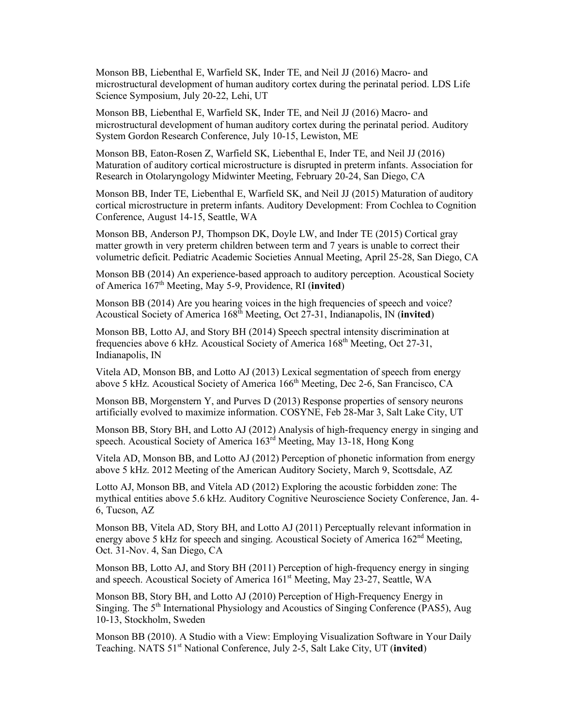Monson BB, Liebenthal E, Warfield SK, Inder TE, and Neil JJ (2016) Macro- and microstructural development of human auditory cortex during the perinatal period. LDS Life Science Symposium, July 20-22, Lehi, UT

Monson BB, Liebenthal E, Warfield SK, Inder TE, and Neil JJ (2016) Macro- and microstructural development of human auditory cortex during the perinatal period. Auditory System Gordon Research Conference, July 10-15, Lewiston, ME

Monson BB, Eaton-Rosen Z, Warfield SK, Liebenthal E, Inder TE, and Neil JJ (2016) Maturation of auditory cortical microstructure is disrupted in preterm infants. Association for Research in Otolaryngology Midwinter Meeting, February 20-24, San Diego, CA

Monson BB, Inder TE, Liebenthal E, Warfield SK, and Neil JJ (2015) Maturation of auditory cortical microstructure in preterm infants. Auditory Development: From Cochlea to Cognition Conference, August 14-15, Seattle, WA

Monson BB, Anderson PJ, Thompson DK, Doyle LW, and Inder TE (2015) Cortical gray matter growth in very preterm children between term and 7 years is unable to correct their volumetric deficit. Pediatric Academic Societies Annual Meeting, April 25-28, San Diego, CA

Monson BB (2014) An experience-based approach to auditory perception. Acoustical Society of America 167th Meeting, May 5-9, Providence, RI (**invited**)

Monson BB (2014) Are you hearing voices in the high frequencies of speech and voice? Acoustical Society of America 168th Meeting, Oct 27-31, Indianapolis, IN (**invited**)

Monson BB, Lotto AJ, and Story BH (2014) Speech spectral intensity discrimination at frequencies above 6 kHz. Acoustical Society of America 168th Meeting, Oct 27-31, Indianapolis, IN

Vitela AD, Monson BB, and Lotto AJ (2013) Lexical segmentation of speech from energy above 5 kHz. Acoustical Society of America 166th Meeting, Dec 2-6, San Francisco, CA

Monson BB, Morgenstern Y, and Purves D (2013) Response properties of sensory neurons artificially evolved to maximize information. COSYNE, Feb 28-Mar 3, Salt Lake City, UT

Monson BB, Story BH, and Lotto AJ (2012) Analysis of high-frequency energy in singing and speech. Acoustical Society of America 163rd Meeting, May 13-18, Hong Kong

Vitela AD, Monson BB, and Lotto AJ (2012) Perception of phonetic information from energy above 5 kHz. 2012 Meeting of the American Auditory Society, March 9, Scottsdale, AZ

Lotto AJ, Monson BB, and Vitela AD (2012) Exploring the acoustic forbidden zone: The mythical entities above 5.6 kHz. Auditory Cognitive Neuroscience Society Conference, Jan. 4-6, Tucson, AZ

Monson BB, Vitela AD, Story BH, and Lotto AJ (2011) Perceptually relevant information in energy above 5 kHz for speech and singing. Acoustical Society of America 162nd Meeting, Oct. 31-Nov. 4, San Diego, CA

Monson BB, Lotto AJ, and Story BH (2011) Perception of high-frequency energy in singing and speech. Acoustical Society of America 161st Meeting, May 23-27, Seattle, WA

Monson BB, Story BH, and Lotto AJ (2010) Perception of High-Frequency Energy in Singing. The 5th International Physiology and Acoustics of Singing Conference (PAS5), Aug 10-13, Stockholm, Sweden

Monson BB (2010). A Studio with a View: Employing Visualization Software in Your Daily Teaching. NATS 51st National Conference, July 2-5, Salt Lake City, UT (**invited**)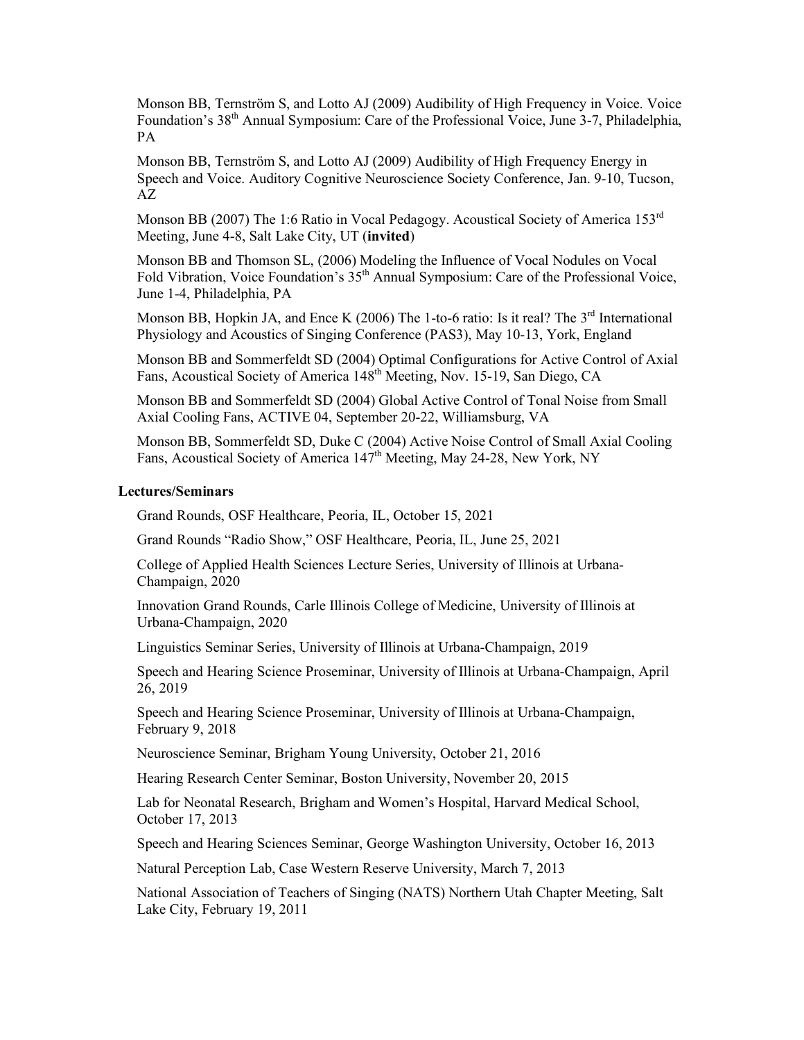Monson BB, Ternström S, and Lotto AJ (2009) Audibility of High Frequency in Voice. Voice Foundation's 38th Annual Symposium: Care of the Professional Voice, June 3-7, Philadelphia, PA

Monson BB, Ternström S, and Lotto AJ (2009) Audibility of High Frequency Energy in Speech and Voice. Auditory Cognitive Neuroscience Society Conference, Jan. 9-10, Tucson, AZ

Monson BB (2007) The 1:6 Ratio in Vocal Pedagogy. Acoustical Society of America 153rd Meeting, June 4-8, Salt Lake City, UT (**invited**)

Monson BB and Thomson SL, (2006) Modeling the Influence of Vocal Nodules on Vocal Fold Vibration, Voice Foundation's 35th Annual Symposium: Care of the Professional Voice, June 1-4, Philadelphia, PA

Monson BB, Hopkin JA, and Ence K (2006) The 1-to-6 ratio: Is it real? The 3rd International Physiology and Acoustics of Singing Conference (PAS3), May 10-13, York, England

Monson BB and Sommerfeldt SD (2004) Optimal Configurations for Active Control of Axial Fans, Acoustical Society of America 148th Meeting, Nov. 15-19, San Diego, CA

Monson BB and Sommerfeldt SD (2004) Global Active Control of Tonal Noise from Small Axial Cooling Fans, ACTIVE 04, September 20-22, Williamsburg, VA

Monson BB, Sommerfeldt SD, Duke C (2004) Active Noise Control of Small Axial Cooling Fans, Acoustical Society of America 147th Meeting, May 24-28, New York, NY

**Lectures/Seminars**

Grand Rounds, OSF Healthcare, Peoria, IL, October 15, 2021

Grand Rounds "Radio Show," OSF Healthcare, Peoria, IL, June 25, 2021

College of Applied Health Sciences Lecture Series, University of Illinois at Urbana-Champaign, 2020

Innovation Grand Rounds, Carle Illinois College of Medicine, University of Illinois at Urbana-Champaign, 2020

Linguistics Seminar Series, University of Illinois at Urbana-Champaign, 2019

Speech and Hearing Science Proseminar, University of Illinois at Urbana-Champaign, April 26, 2019

Speech and Hearing Science Proseminar, University of Illinois at Urbana-Champaign, February 9, 2018

Neuroscience Seminar, Brigham Young University, October 21, 2016

Hearing Research Center Seminar, Boston University, November 20, 2015

Lab for Neonatal Research, Brigham and Women's Hospital, Harvard Medical School, October 17, 2013

Speech and Hearing Sciences Seminar, George Washington University, October 16, 2013

Natural Perception Lab, Case Western Reserve University, March 7, 2013

National Association of Teachers of Singing (NATS) Northern Utah Chapter Meeting, Salt Lake City, February 19, 2011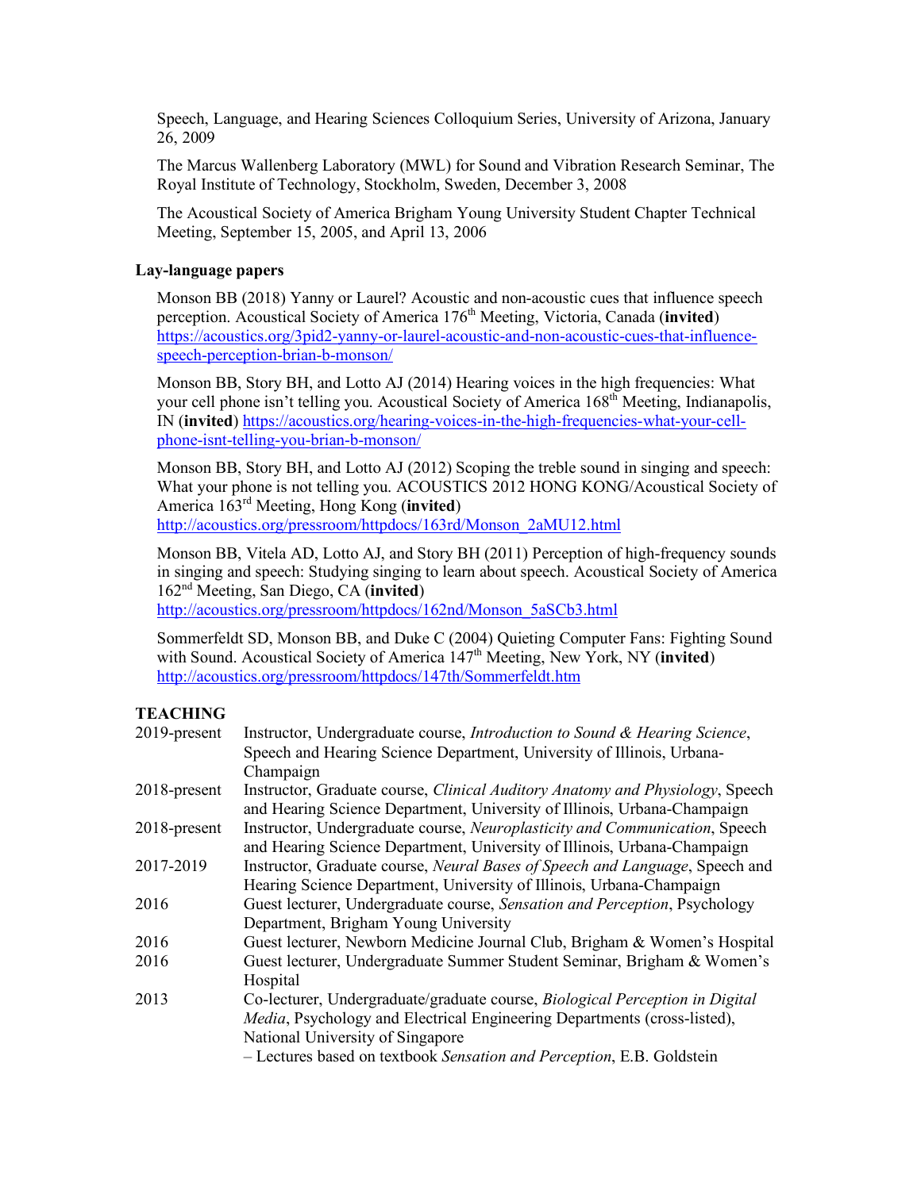Speech, Language, and Hearing Sciences Colloquium Series, University of Arizona, January 26, 2009

The Marcus Wallenberg Laboratory (MWL) for Sound and Vibration Research Seminar, The Royal Institute of Technology, Stockholm, Sweden, December 3, 2008

The Acoustical Society of America Brigham Young University Student Chapter Technical Meeting, September 15, 2005, and April 13, 2006

### Lay-language papers

Monson BB (2018) Yanny or Laurel? Acoustic and non-acoustic cues that influence speech perception. Acoustical Society of America 176th Meeting, Victoria, Canada (**invited**) https://acoustics.org/3pid2-yanny-or-laurel-acoustic-and-non-acoustic-cues-that-influence-speech-perception-brian-b-monson/

Monson BB, Story BH, and Lotto AJ (2014) Hearing voices in the high frequencies: What your cell phone isn't telling you. Acoustical Society of America 168th Meeting, Indianapolis, IN (**invited**) https://acoustics.org/hearing-voices-in-the-high-frequencies-what-your-cell-phone-isnt-telling-you-brian-b-monson/

Monson BB, Story BH, and Lotto AJ (2012) Scoping the treble sound in singing and speech: What your phone is not telling you. ACOUSTICS 2012 HONG KONG/Acoustical Society of America 163rd Meeting, Hong Kong (**invited**) http://acoustics.org/pressroom/httpdocs/163rd/Monson_2aMU12.html

Monson BB, Vitela AD, Lotto AJ, and Story BH (2011) Perception of high-frequency sounds in singing and speech: Studying singing to learn about speech. Acoustical Society of America 162nd Meeting, San Diego, CA (**invited**) http://acoustics.org/pressroom/httpdocs/162nd/Monson_5aSCb3.html

Sommerfeldt SD, Monson BB, and Duke C (2004) Quieting Computer Fans: Fighting Sound with Sound. Acoustical Society of America 147th Meeting, New York, NY (**invited**) http://acoustics.org/pressroom/httpdocs/147th/Sommerfeldt.htm

## TEACHING

| | |
|---|---|
| 2019-present | Instructor, Undergraduate course, *Introduction to Sound & Hearing Science*, Speech and Hearing Science Department, University of Illinois, Urbana-Champaign |
| 2018-present | Instructor, Graduate course, *Clinical Auditory Anatomy and Physiology*, Speech and Hearing Science Department, University of Illinois, Urbana-Champaign |
| 2018-present | Instructor, Undergraduate course, *Neuroplasticity and Communication*, Speech and Hearing Science Department, University of Illinois, Urbana-Champaign |
| 2017-2019 | Instructor, Graduate course, *Neural Bases of Speech and Language*, Speech and Hearing Science Department, University of Illinois, Urbana-Champaign |
| 2016 | Guest lecturer, Undergraduate course, *Sensation and Perception*, Psychology Department, Brigham Young University |
| 2016 | Guest lecturer, Newborn Medicine Journal Club, Brigham & Women's Hospital |
| 2016 | Guest lecturer, Undergraduate Summer Student Seminar, Brigham & Women's Hospital |
| 2013 | Co-lecturer, Undergraduate/graduate course, *Biological Perception in Digital Media*, Psychology and Electrical Engineering Departments (cross-listed), National University of Singapore<br>– Lectures based on textbook *Sensation and Perception*, E.B. Goldstein |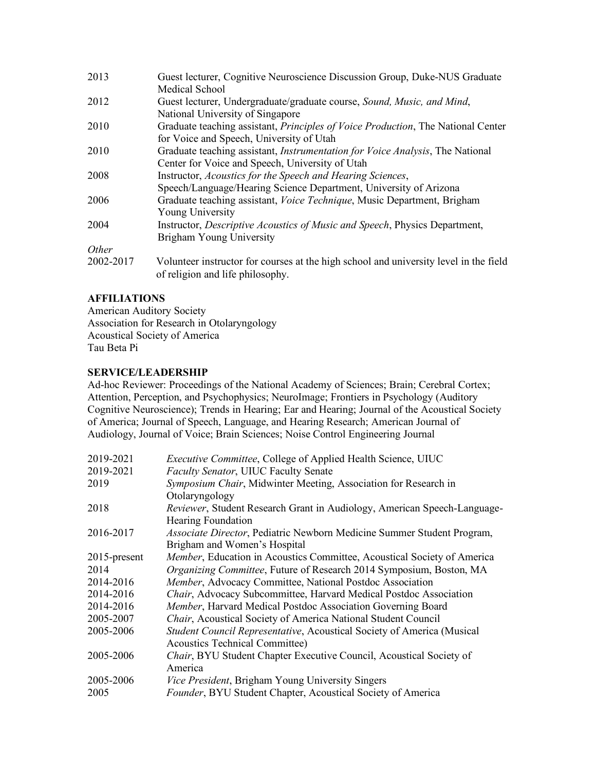| | |
|---|---|
| 2013 | Guest lecturer, Cognitive Neuroscience Discussion Group, Duke-NUS Graduate Medical School |
| 2012 | Guest lecturer, Undergraduate/graduate course, *Sound, Music, and Mind*, National University of Singapore |
| 2010 | Graduate teaching assistant, *Principles of Voice Production*, The National Center for Voice and Speech, University of Utah |
| 2010 | Graduate teaching assistant, *Instrumentation for Voice Analysis*, The National Center for Voice and Speech, University of Utah |
| 2008 | Instructor, *Acoustics for the Speech and Hearing Sciences*, Speech/Language/Hearing Science Department, University of Arizona |
| 2006 | Graduate teaching assistant, *Voice Technique*, Music Department, Brigham Young University |
| 2004 | Instructor, *Descriptive Acoustics of Music and Speech*, Physics Department, Brigham Young University |
| *Other* | |
| 2002-2017 | Volunteer instructor for courses at the high school and university level in the field of religion and life philosophy. |

**AFFILIATIONS**

American Auditory Society
Association for Research in Otolaryngology
Acoustical Society of America
Tau Beta Pi

**SERVICE/LEADERSHIP**

Ad-hoc Reviewer: Proceedings of the National Academy of Sciences; Brain; Cerebral Cortex; Attention, Perception, and Psychophysics; NeuroImage; Frontiers in Psychology (Auditory Cognitive Neuroscience); Trends in Hearing; Ear and Hearing; Journal of the Acoustical Society of America; Journal of Speech, Language, and Hearing Research; American Journal of Audiology, Journal of Voice; Brain Sciences; Noise Control Engineering Journal

| | |
|---|---|
| 2019-2021 | *Executive Committee*, College of Applied Health Science, UIUC |
| 2019-2021 | *Faculty Senator*, UIUC Faculty Senate |
| 2019 | *Symposium Chair*, Midwinter Meeting, Association for Research in Otolaryngology |
| 2018 | *Reviewer*, Student Research Grant in Audiology, American Speech-Language-Hearing Foundation |
| 2016-2017 | *Associate Director*, Pediatric Newborn Medicine Summer Student Program, Brigham and Women's Hospital |
| 2015-present | *Member*, Education in Acoustics Committee, Acoustical Society of America |
| 2014 | *Organizing Committee*, Future of Research 2014 Symposium, Boston, MA |
| 2014-2016 | *Member*, Advocacy Committee, National Postdoc Association |
| 2014-2016 | *Chair*, Advocacy Subcommittee, Harvard Medical Postdoc Association |
| 2014-2016 | *Member*, Harvard Medical Postdoc Association Governing Board |
| 2005-2007 | *Chair*, Acoustical Society of America National Student Council |
| 2005-2006 | *Student Council Representative*, Acoustical Society of America (Musical Acoustics Technical Committee) |
| 2005-2006 | *Chair*, BYU Student Chapter Executive Council, Acoustical Society of America |
| 2005-2006 | *Vice President*, Brigham Young University Singers |
| 2005 | *Founder*, BYU Student Chapter, Acoustical Society of America |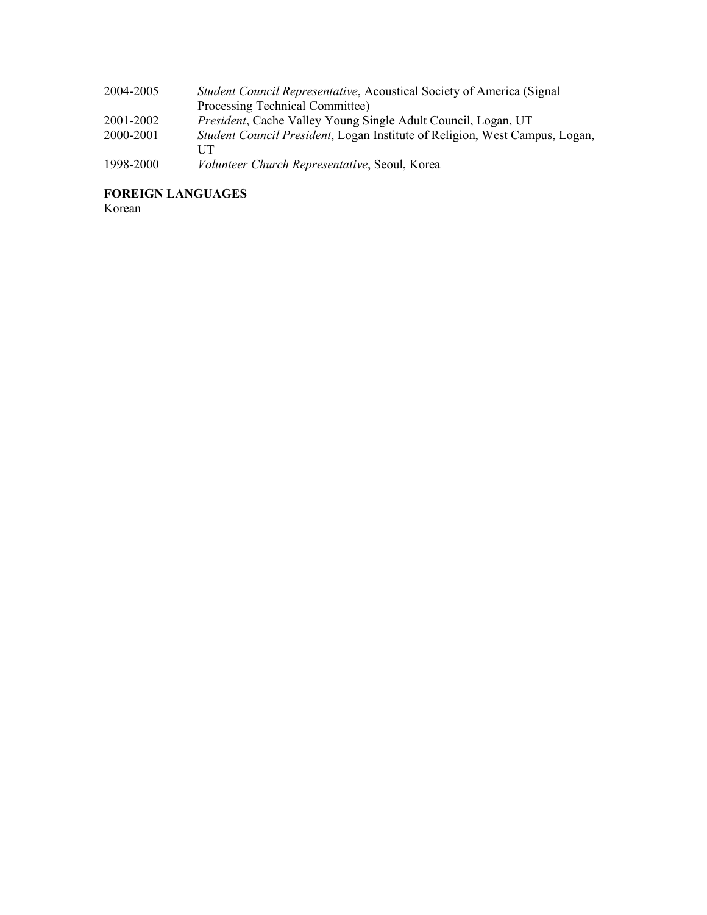2004-2005 *Student Council Representative*, Acoustical Society of America (Signal Processing Technical Committee)

2001-2002 *President*, Cache Valley Young Single Adult Council, Logan, UT

2000-2001 *Student Council President*, Logan Institute of Religion, West Campus, Logan, UT

1998-2000 *Volunteer Church Representative*, Seoul, Korea

**FOREIGN LANGUAGES**

Korean